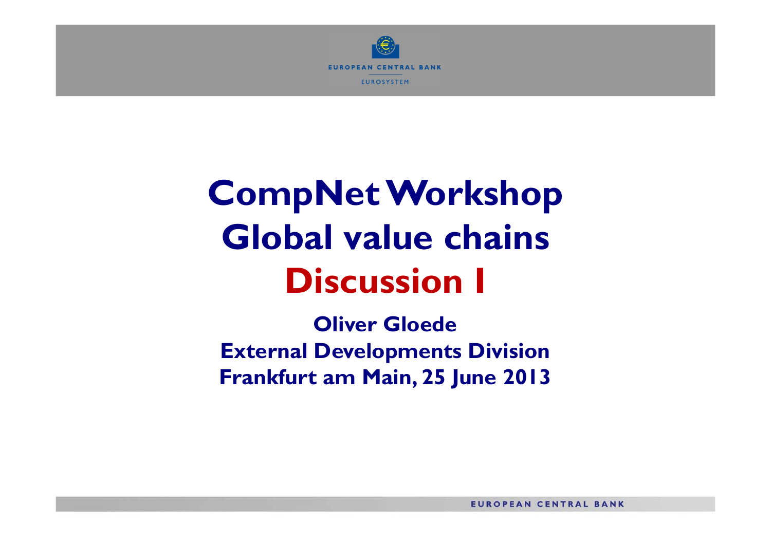# CompNet Workshop
# Global value chains
# Discussion I

**Oliver Gloede**
**External Developments Division**
**Frankfurt am Main, 25 June 2013**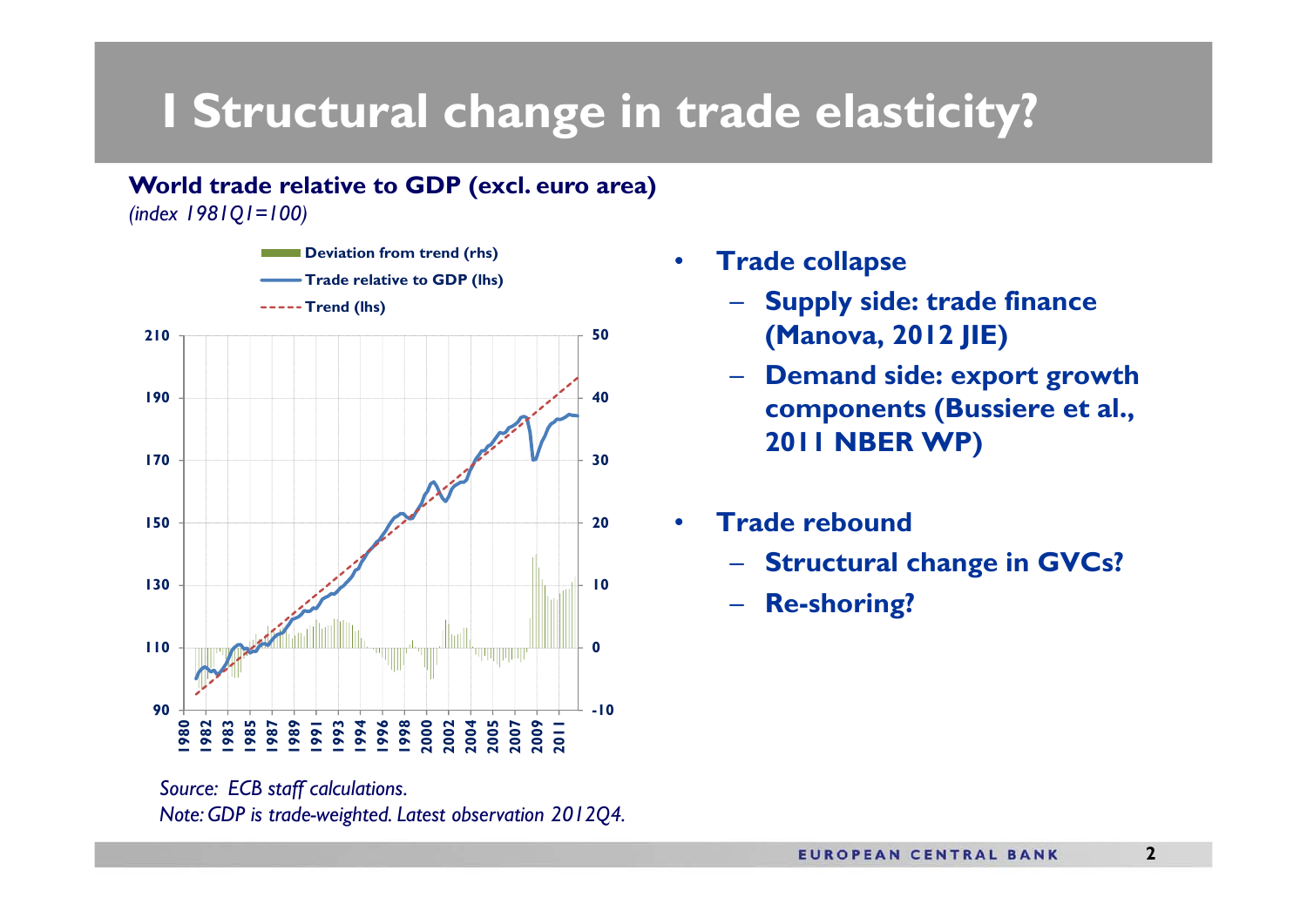# I Structural change in trade elasticity?

**World trade relative to GDP (excl. euro area)**
*(index 1981Q1=100)*

*Source: ECB staff calculations.*
*Note: GDP is trade-weighted. Latest observation 2012Q4.*

- **Trade collapse**
  - **Supply side: trade finance (Manova, 2012 JIE)**
  - **Demand side: export growth components (Bussiere et al., 2011 NBER WP)**
- **Trade rebound**
  - **Structural change in GVCs?**
  - **Re-shoring?**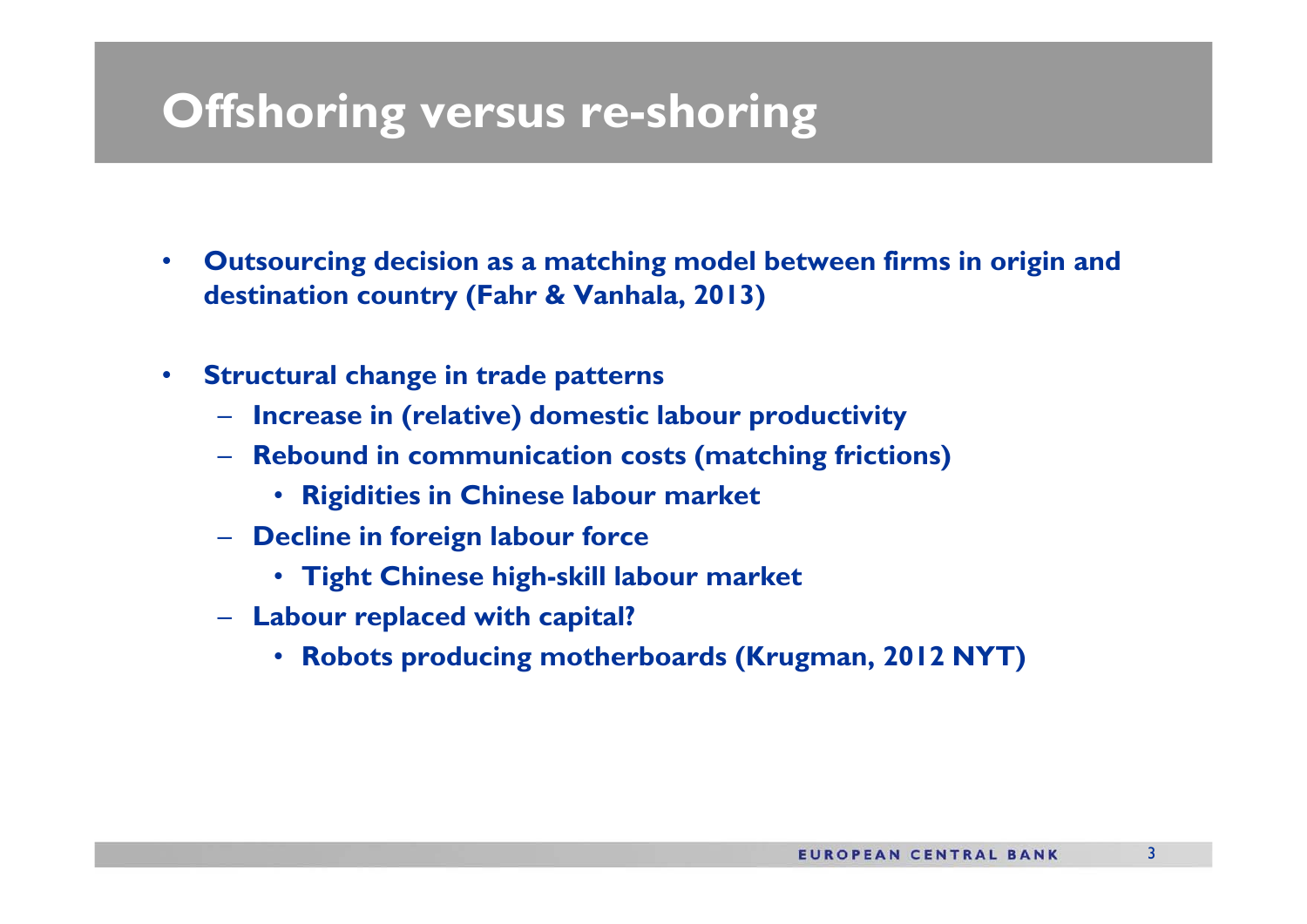# Offshoring versus re-shoring

- **Outsourcing decision as a matching model between firms in origin and destination country (Fahr & Vanhala, 2013)**
- **Structural change in trade patterns**
  - **Increase in (relative) domestic labour productivity**
  - **Rebound in communication costs (matching frictions)**
    - **Rigidities in Chinese labour market**
  - **Decline in foreign labour force**
    - **Tight Chinese high-skill labour market**
  - **Labour replaced with capital?**
    - **Robots producing motherboards (Krugman, 2012 NYT)**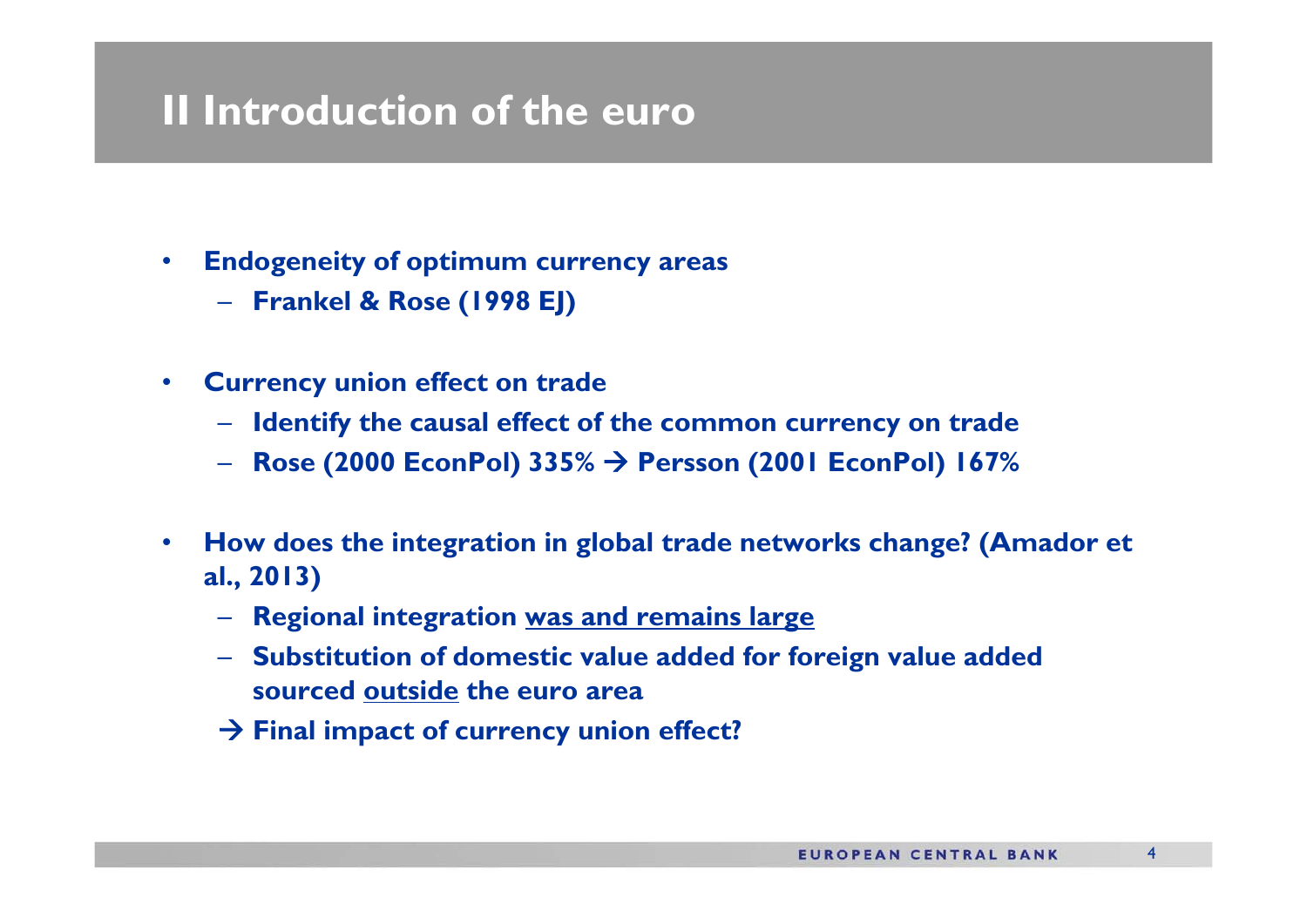# II Introduction of the euro

- **Endogeneity of optimum currency areas**
  - **Frankel & Rose (1998 EJ)**

- **Currency union effect on trade**
  - **Identify the causal effect of the common currency on trade**
  - **Rose (2000 EconPol) 335% → Persson (2001 EconPol) 167%**

- **How does the integration in global trade networks change? (Amador et al., 2013)**
  - **Regional integration <u>was and remains large</u>**
  - **Substitution of domestic value added for foreign value added sourced <u>outside</u> the euro area**
  
  **→ Final impact of currency union effect?**